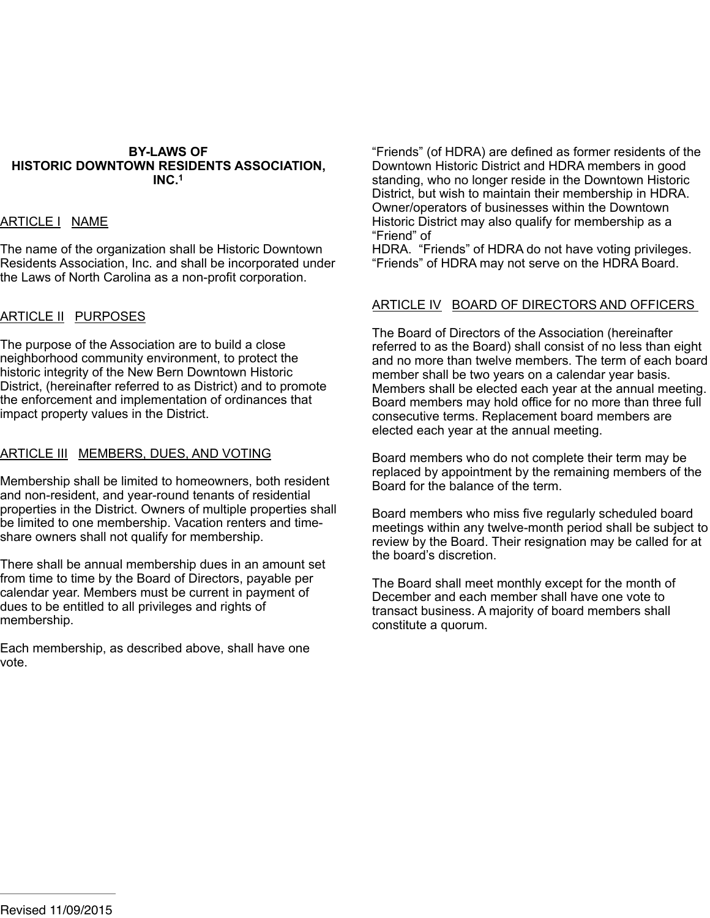# BY-LAWS OF HISTORIC DOWNTOWN RESIDENTS ASSOCIATION, INC.[1]

## ARTICLE I NAME

The name of the organization shall be Historic Downtown Residents Association, Inc. and shall be incorporated under the Laws of North Carolina as a non-profit corporation.

## ARTICLE II PURPOSES

The purpose of the Association are to build a close neighborhood community environment, to protect the historic integrity of the New Bern Downtown Historic District, (hereinafter referred to as District) and to promote the enforcement and implementation of ordinances that impact property values in the District.

## ARTICLE III MEMBERS, DUES, AND VOTING

Membership shall be limited to homeowners, both resident and non-resident, and year-round tenants of residential properties in the District. Owners of multiple properties shall be limited to one membership. Vacation renters and time-share owners shall not qualify for membership.

There shall be annual membership dues in an amount set from time to time by the Board of Directors, payable per calendar year. Members must be current in payment of dues to be entitled to all privileges and rights of membership.

Each membership, as described above, shall have one vote.

"Friends" (of HDRA) are defined as former residents of the Downtown Historic District and HDRA members in good standing, who no longer reside in the Downtown Historic District, but wish to maintain their membership in HDRA. Owner/operators of businesses within the Downtown Historic District may also qualify for membership as a "Friend" of HDRA. "Friends" of HDRA do not have voting privileges. "Friends" of HDRA may not serve on the HDRA Board.

## ARTICLE IV BOARD OF DIRECTORS AND OFFICERS

The Board of Directors of the Association (hereinafter referred to as the Board) shall consist of no less than eight and no more than twelve members. The term of each board member shall be two years on a calendar year basis. Members shall be elected each year at the annual meeting. Board members may hold office for no more than three full consecutive terms. Replacement board members are elected each year at the annual meeting.

Board members who do not complete their term may be replaced by appointment by the remaining members of the Board for the balance of the term.

Board members who miss five regularly scheduled board meetings within any twelve-month period shall be subject to review by the Board. Their resignation may be called for at the board's discretion.

The Board shall meet monthly except for the month of December and each member shall have one vote to transact business. A majority of board members shall constitute a quorum.

---

[1] Revised 11/09/2015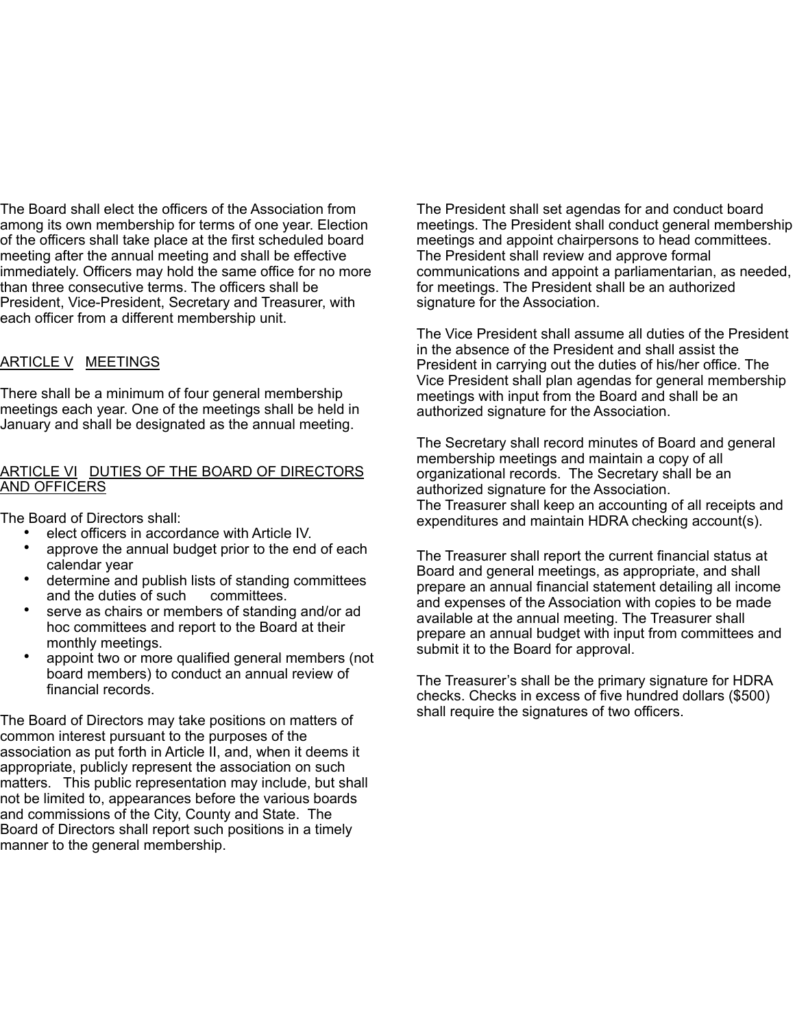The Board shall elect the officers of the Association from among its own membership for terms of one year. Election of the officers shall take place at the first scheduled board meeting after the annual meeting and shall be effective immediately. Officers may hold the same office for no more than three consecutive terms. The officers shall be President, Vice-President, Secretary and Treasurer, with each officer from a different membership unit.

## ARTICLE V   MEETINGS

There shall be a minimum of four general membership meetings each year. One of the meetings shall be held in January and shall be designated as the annual meeting.

## ARTICLE VI   DUTIES OF THE BOARD OF DIRECTORS AND OFFICERS

The Board of Directors shall:

- elect officers in accordance with Article IV.
- approve the annual budget prior to the end of each calendar year
- determine and publish lists of standing committees and the duties of such committees.
- serve as chairs or members of standing and/or ad hoc committees and report to the Board at their monthly meetings.
- appoint two or more qualified general members (not board members) to conduct an annual review of financial records.

The Board of Directors may take positions on matters of common interest pursuant to the purposes of the association as put forth in Article II, and, when it deems it appropriate, publicly represent the association on such matters.   This public representation may include, but shall not be limited to, appearances before the various boards and commissions of the City, County and State.  The Board of Directors shall report such positions in a timely manner to the general membership.

The President shall set agendas for and conduct board meetings. The President shall conduct general membership meetings and appoint chairpersons to head committees. The President shall review and approve formal communications and appoint a parliamentarian, as needed, for meetings. The President shall be an authorized signature for the Association.

The Vice President shall assume all duties of the President in the absence of the President and shall assist the President in carrying out the duties of his/her office. The Vice President shall plan agendas for general membership meetings with input from the Board and shall be an authorized signature for the Association.

The Secretary shall record minutes of Board and general membership meetings and maintain a copy of all organizational records.  The Secretary shall be an authorized signature for the Association.

The Treasurer shall keep an accounting of all receipts and expenditures and maintain HDRA checking account(s).

The Treasurer shall report the current financial status at Board and general meetings, as appropriate, and shall prepare an annual financial statement detailing all income and expenses of the Association with copies to be made available at the annual meeting. The Treasurer shall prepare an annual budget with input from committees and submit it to the Board for approval.

The Treasurer's shall be the primary signature for HDRA checks. Checks in excess of five hundred dollars ($500) shall require the signatures of two officers.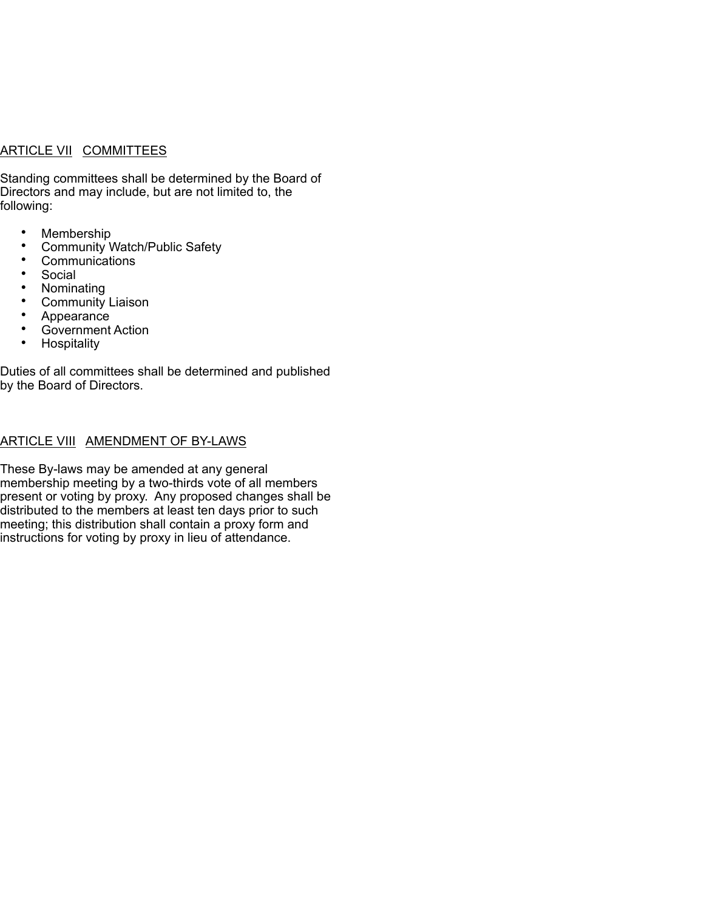## ARTICLE VII   COMMITTEES

Standing committees shall be determined by the Board of Directors and may include, but are not limited to, the following:

- Membership
- Community Watch/Public Safety
- Communications
- Social
- Nominating
- Community Liaison
- Appearance
- Government Action
- Hospitality

Duties of all committees shall be determined and published by the Board of Directors.

## ARTICLE VIII   AMENDMENT OF BY-LAWS

These By-laws may be amended at any general membership meeting by a two-thirds vote of all members present or voting by proxy. Any proposed changes shall be distributed to the members at least ten days prior to such meeting; this distribution shall contain a proxy form and instructions for voting by proxy in lieu of attendance.